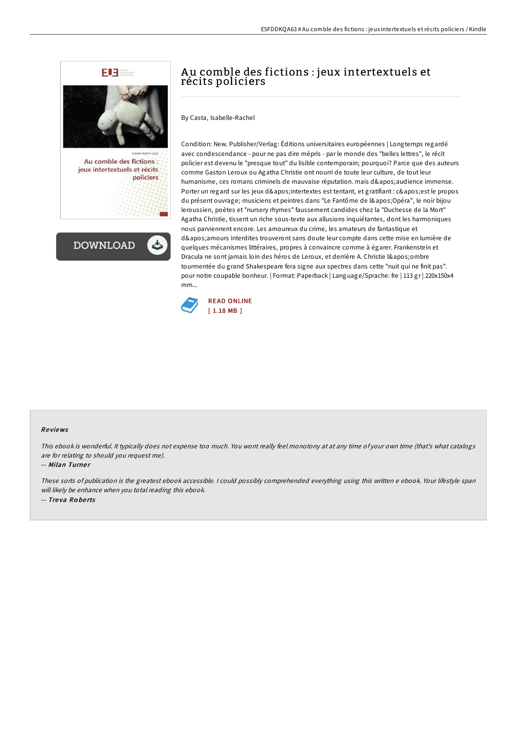# Au comble des fictions : jeux intertextuels et récits policiers

By Casta, Isabelle-Rachel

Condition: New. Publisher/Verlag: Éditions universitaires européennes | Longtemps regardé avec condescendance - pour ne pas dire mépris - par le monde des "belles lettres", le récit policier est devenu le "presque tout" du lisible contemporain; pourquoi? Parce que des auteurs comme Gaston Leroux ou Agatha Christie ont nourri de toute leur culture, de tout leur humanisme, ces romans criminels de mauvaise réputation. mais d&apos;audience immense. Porter un regard sur les jeux d&apos;intertextes est tentant, et gratifiant : c&apos;est le propos du présent ouvrage; musiciens et peintres dans "Le Fantôme de l&apos;Opéra", le noir bijou leroussien, poètes et "nursery rhymes" faussement candides chez la "Duchesse de la Mort" Agatha Christie, tissent un riche sous-texte aux allusions inquiétantes, dont les harmoniques nous parviennent encore. Les amoureux du crime, les amateurs de fantastique et d&apos;amours interdites trouveront sans doute leur compte dans cette mise en lumière de quelques mécanismes littéraires, propres à convaincre comme à égarer. Frankenstein et Dracula ne sont jamais loin des héros de Leroux, et derrière A. Christie l&apos;ombre tourmentée du grand Shakespeare fera signe aux spectres dans cette "nuit qui ne finit pas". pour notre coupable bonheur. | Format: Paperback | Language/Sprache: fre | 113 gr | 220x150x4 mm...

READ ONLINE
[ 1.18 MB ]

## Reviews

*This ebook is wonderful. It typically does not expense too much. You wont really feel monotony at at any time of your own time (that's what catalogs are for relating to should you request me).*

-- *Milan Turner*

*These sorts of publication is the greatest ebook accessible. I could possibly comprehended everything using this written e ebook. Your lifestyle span will likely be enhance when you total reading this ebook.*

-- *Treva Roberts*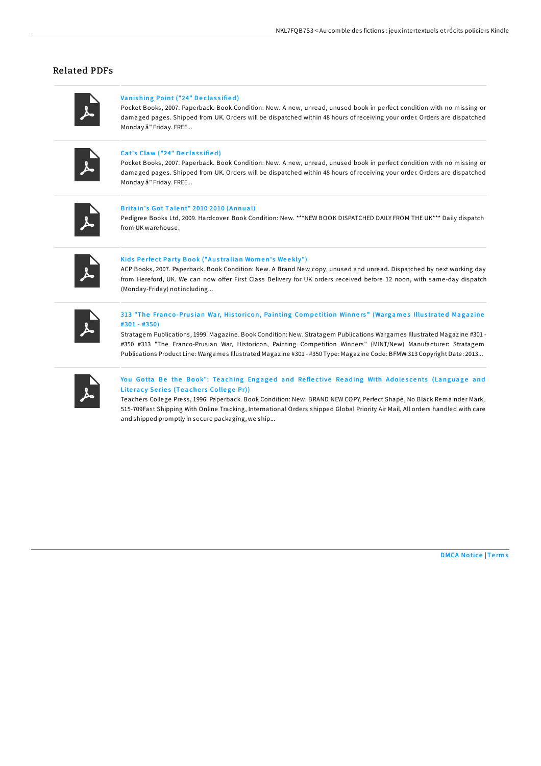## Related PDFs

### Vanishing Point ("24" Declassified)

Pocket Books, 2007. Paperback. Book Condition: New. A new, unread, unused book in perfect condition with no missing or damaged pages. Shipped from UK. Orders will be dispatched within 48 hours of receiving your order. Orders are dispatched Monday â" Friday. FREE...

### Cat's Claw ("24" Declassified)

Pocket Books, 2007. Paperback. Book Condition: New. A new, unread, unused book in perfect condition with no missing or damaged pages. Shipped from UK. Orders will be dispatched within 48 hours of receiving your order. Orders are dispatched Monday â" Friday. FREE...

### Britain's Got Talent" 2010 2010 (Annual)

Pedigree Books Ltd, 2009. Hardcover. Book Condition: New. ***NEW BOOK DISPATCHED DAILY FROM THE UK*** Daily dispatch from UK warehouse.

### Kids Perfect Party Book ("Australian Women's Weekly")

ACP Books, 2007. Paperback. Book Condition: New. A Brand New copy, unused and unread. Dispatched by next working day from Hereford, UK. We can now offer First Class Delivery for UK orders received before 12 noon, with same-day dispatch (Monday-Friday) not including...

### 313 "The Franco-Prusian War, Historicon, Painting Competition Winners" (Wargames Illustrated Magazine #301 - #350)

Stratagem Publications, 1999. Magazine. Book Condition: New. Stratagem Publications Wargames Illustrated Magazine #301 - #350 #313 "The Franco-Prusian War, Historicon, Painting Competition Winners" (MINT/New) Manufacturer: Stratagem Publications Product Line: Wargames Illustrated Magazine #301 - #350 Type: Magazine Code: BFMWI313 Copyright Date: 2013...

### You Gotta Be the Book": Teaching Engaged and Reflective Reading With Adolescents (Language and Literacy Series (Teachers College Pr))

Teachers College Press, 1996. Paperback. Book Condition: New. BRAND NEW COPY, Perfect Shape, No Black Remainder Mark, 515-709Fast Shipping With Online Tracking, International Orders shipped Global Priority Air Mail, All orders handled with care and shipped promptly in secure packaging, we ship...

DMCA Notice | Terms